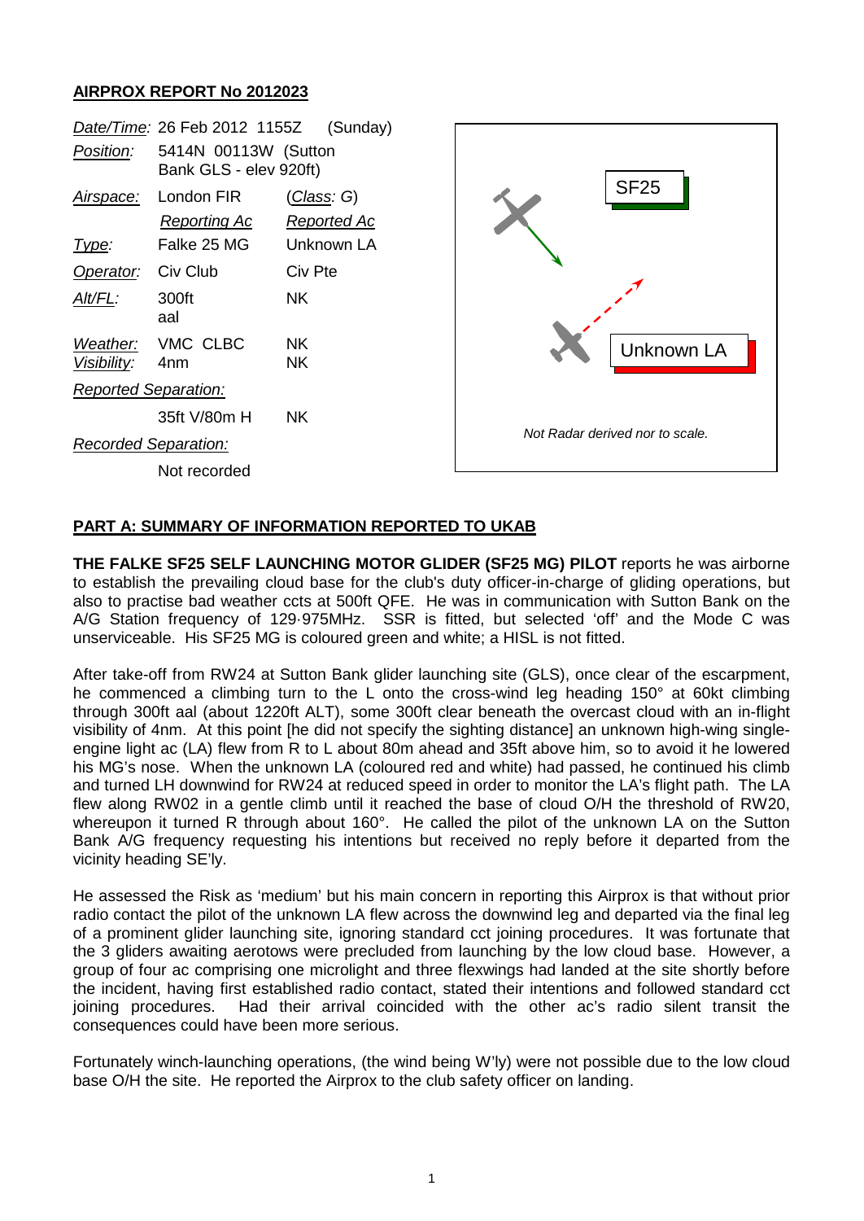## AIRPROX REPORT No 2012023

| | | | |
|---|---|---|---|
| *Date/Time:* | 26 Feb 2012 1155Z (Sunday) | | |
| *Position:* | 5414N 00113W (Sutton Bank GLS - elev 920ft) | | |
| *Airspace:* | London FIR | (*Class*: *G*) | |
| | *Reporting Ac* | *Reported Ac* | |
| *Type:* | Falke 25 MG | Unknown LA | |
| *Operator:* | Civ Club | Civ Pte | |
| *Alt/FL:* | 300ft aal | NK | |
| *Weather:* | VMC CLBC | NK | |
| *Visibility:* | 4nm | NK | |
| *Reported Separation:* | | | |
| | 35ft V/80m H | NK | |
| *Recorded Separation:* | | | |
| | Not recorded | | |

SF25

Unknown LA

*Not Radar derived nor to scale.*

### PART A: SUMMARY OF INFORMATION REPORTED TO UKAB

**THE FALKE SF25 SELF LAUNCHING MOTOR GLIDER (SF25 MG) PILOT** reports he was airborne to establish the prevailing cloud base for the club's duty officer-in-charge of gliding operations, but also to practise bad weather ccts at 500ft QFE. He was in communication with Sutton Bank on the A/G Station frequency of 129·975MHz. SSR is fitted, but selected 'off' and the Mode C was unserviceable. His SF25 MG is coloured green and white; a HISL is not fitted.

After take-off from RW24 at Sutton Bank glider launching site (GLS), once clear of the escarpment, he commenced a climbing turn to the L onto the cross-wind leg heading 150° at 60kt climbing through 300ft aal (about 1220ft ALT), some 300ft clear beneath the overcast cloud with an in-flight visibility of 4nm. At this point [he did not specify the sighting distance] an unknown high-wing single-engine light ac (LA) flew from R to L about 80m ahead and 35ft above him, so to avoid it he lowered his MG's nose. When the unknown LA (coloured red and white) had passed, he continued his climb and turned LH downwind for RW24 at reduced speed in order to monitor the LA's flight path. The LA flew along RW02 in a gentle climb until it reached the base of cloud O/H the threshold of RW20, whereupon it turned R through about 160°. He called the pilot of the unknown LA on the Sutton Bank A/G frequency requesting his intentions but received no reply before it departed from the vicinity heading SE'ly.

He assessed the Risk as 'medium' but his main concern in reporting this Airprox is that without prior radio contact the pilot of the unknown LA flew across the downwind leg and departed via the final leg of a prominent glider launching site, ignoring standard cct joining procedures. It was fortunate that the 3 gliders awaiting aerotows were precluded from launching by the low cloud base. However, a group of four ac comprising one microlight and three flexwings had landed at the site shortly before the incident, having first established radio contact, stated their intentions and followed standard cct joining procedures. Had their arrival coincided with the other ac's radio silent transit the consequences could have been more serious.

Fortunately winch-launching operations, (the wind being W'ly) were not possible due to the low cloud base O/H the site. He reported the Airprox to the club safety officer on landing.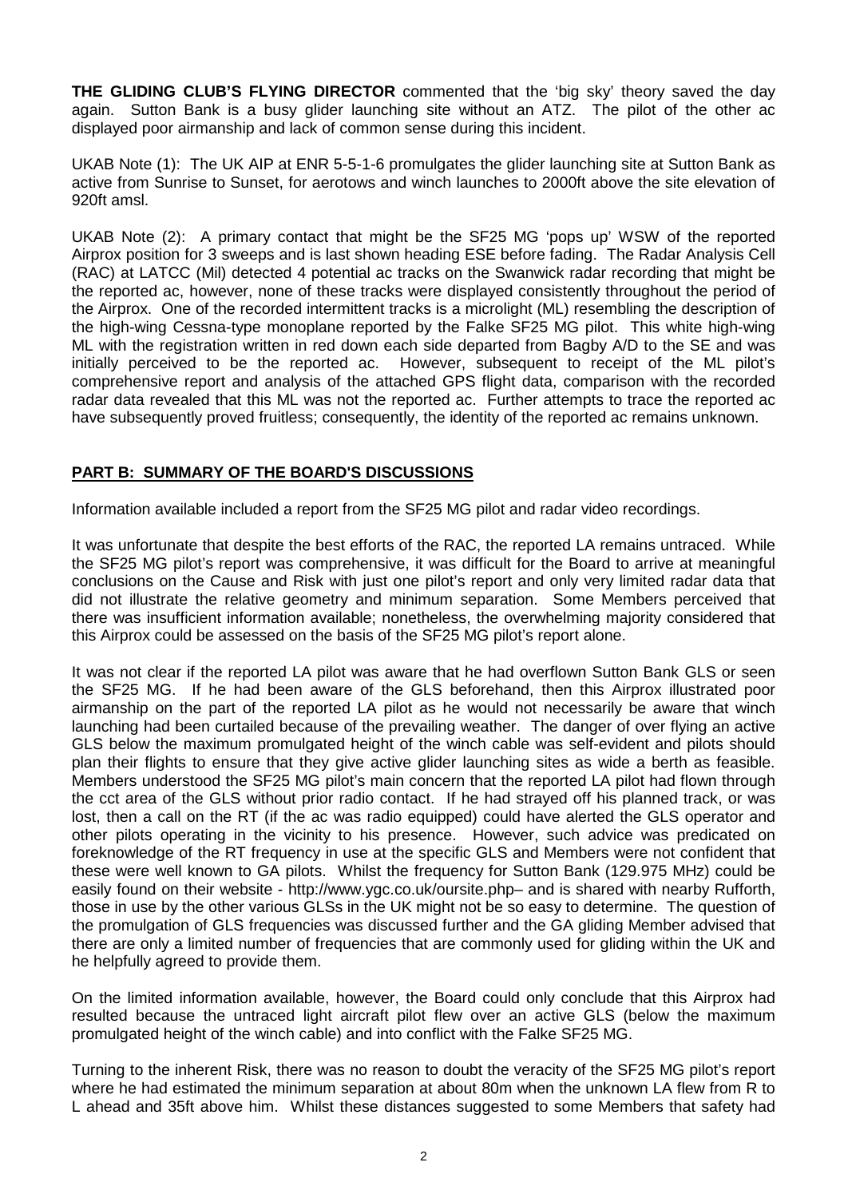**THE GLIDING CLUB'S FLYING DIRECTOR** commented that the 'big sky' theory saved the day again. Sutton Bank is a busy glider launching site without an ATZ. The pilot of the other ac displayed poor airmanship and lack of common sense during this incident.

UKAB Note (1): The UK AIP at ENR 5-5-1-6 promulgates the glider launching site at Sutton Bank as active from Sunrise to Sunset, for aerotows and winch launches to 2000ft above the site elevation of 920ft amsl.

UKAB Note (2): A primary contact that might be the SF25 MG 'pops up' WSW of the reported Airprox position for 3 sweeps and is last shown heading ESE before fading. The Radar Analysis Cell (RAC) at LATCC (Mil) detected 4 potential ac tracks on the Swanwick radar recording that might be the reported ac, however, none of these tracks were displayed consistently throughout the period of the Airprox. One of the recorded intermittent tracks is a microlight (ML) resembling the description of the high-wing Cessna-type monoplane reported by the Falke SF25 MG pilot. This white high-wing ML with the registration written in red down each side departed from Bagby A/D to the SE and was initially perceived to be the reported ac. However, subsequent to receipt of the ML pilot's comprehensive report and analysis of the attached GPS flight data, comparison with the recorded radar data revealed that this ML was not the reported ac. Further attempts to trace the reported ac have subsequently proved fruitless; consequently, the identity of the reported ac remains unknown.

## PART B: SUMMARY OF THE BOARD'S DISCUSSIONS

Information available included a report from the SF25 MG pilot and radar video recordings.

It was unfortunate that despite the best efforts of the RAC, the reported LA remains untraced. While the SF25 MG pilot's report was comprehensive, it was difficult for the Board to arrive at meaningful conclusions on the Cause and Risk with just one pilot's report and only very limited radar data that did not illustrate the relative geometry and minimum separation. Some Members perceived that there was insufficient information available; nonetheless, the overwhelming majority considered that this Airprox could be assessed on the basis of the SF25 MG pilot's report alone.

It was not clear if the reported LA pilot was aware that he had overflown Sutton Bank GLS or seen the SF25 MG. If he had been aware of the GLS beforehand, then this Airprox illustrated poor airmanship on the part of the reported LA pilot as he would not necessarily be aware that winch launching had been curtailed because of the prevailing weather. The danger of over flying an active GLS below the maximum promulgated height of the winch cable was self-evident and pilots should plan their flights to ensure that they give active glider launching sites as wide a berth as feasible. Members understood the SF25 MG pilot's main concern that the reported LA pilot had flown through the cct area of the GLS without prior radio contact. If he had strayed off his planned track, or was lost, then a call on the RT (if the ac was radio equipped) could have alerted the GLS operator and other pilots operating in the vicinity to his presence. However, such advice was predicated on foreknowledge of the RT frequency in use at the specific GLS and Members were not confident that these were well known to GA pilots. Whilst the frequency for Sutton Bank (129.975 MHz) could be easily found on their website - http://www.ygc.co.uk/oursite.php– and is shared with nearby Rufforth, those in use by the other various GLSs in the UK might not be so easy to determine. The question of the promulgation of GLS frequencies was discussed further and the GA gliding Member advised that there are only a limited number of frequencies that are commonly used for gliding within the UK and he helpfully agreed to provide them.

On the limited information available, however, the Board could only conclude that this Airprox had resulted because the untraced light aircraft pilot flew over an active GLS (below the maximum promulgated height of the winch cable) and into conflict with the Falke SF25 MG.

Turning to the inherent Risk, there was no reason to doubt the veracity of the SF25 MG pilot's report where he had estimated the minimum separation at about 80m when the unknown LA flew from R to L ahead and 35ft above him. Whilst these distances suggested to some Members that safety had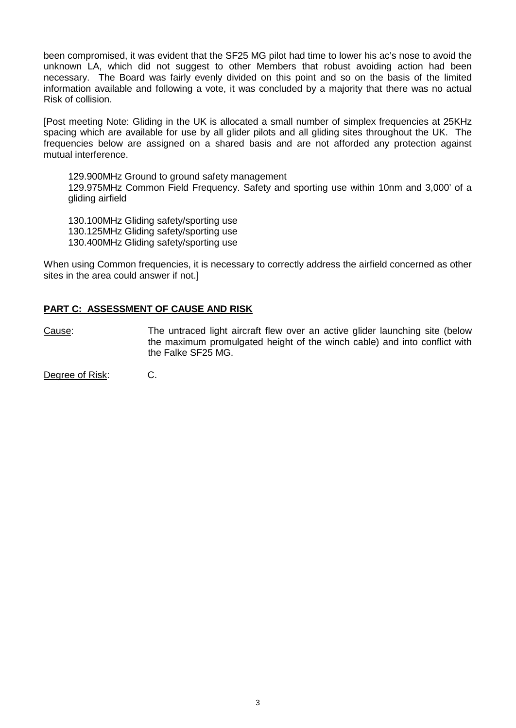been compromised, it was evident that the SF25 MG pilot had time to lower his ac's nose to avoid the unknown LA, which did not suggest to other Members that robust avoiding action had been necessary. The Board was fairly evenly divided on this point and so on the basis of the limited information available and following a vote, it was concluded by a majority that there was no actual Risk of collision.

[Post meeting Note: Gliding in the UK is allocated a small number of simplex frequencies at 25KHz spacing which are available for use by all glider pilots and all gliding sites throughout the UK. The frequencies below are assigned on a shared basis and are not afforded any protection against mutual interference.

129.900MHz Ground to ground safety management
129.975MHz Common Field Frequency. Safety and sporting use within 10nm and 3,000' of a gliding airfield

130.100MHz Gliding safety/sporting use
130.125MHz Gliding safety/sporting use
130.400MHz Gliding safety/sporting use

When using Common frequencies, it is necessary to correctly address the airfield concerned as other sites in the area could answer if not.]

**PART C: ASSESSMENT OF CAUSE AND RISK**

Cause: The untraced light aircraft flew over an active glider launching site (below the maximum promulgated height of the winch cable) and into conflict with the Falke SF25 MG.

Degree of Risk: C.